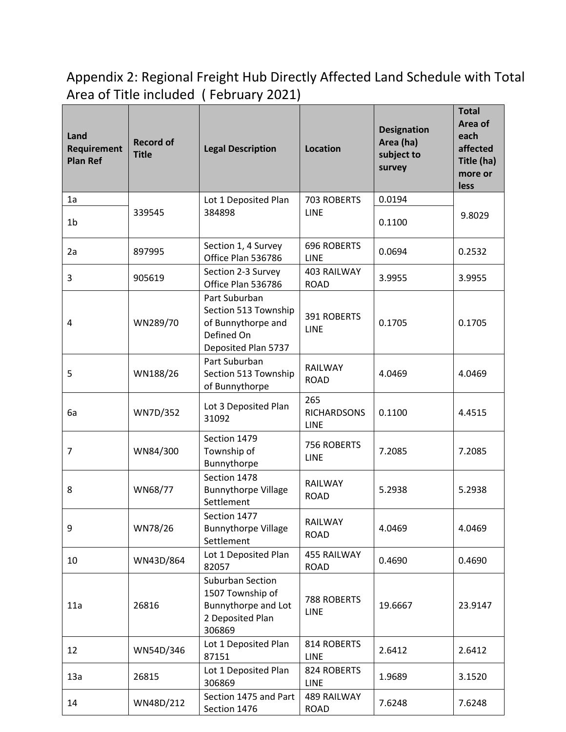## Appendix 2: Regional Freight Hub Directly Affected Land Schedule with Total Area of Title included ( February 2021)

| Land Requirement Plan Ref | Record of Title | Legal Description | Location | Designation Area (ha) subject to survey | Total Area of each affected Title (ha) more or less |
|---|---|---|---|---|---|
| 1a | 339545 | Lot 1 Deposited Plan 384898 | 703 ROBERTS LINE | 0.0194 | 9.8029 |
| 1b | | | | 0.1100 | |
| 2a | 897995 | Section 1, 4 Survey Office Plan 536786 | 696 ROBERTS LINE | 0.0694 | 0.2532 |
| 3 | 905619 | Section 2-3 Survey Office Plan 536786 | 403 RAILWAY ROAD | 3.9955 | 3.9955 |
| 4 | WN289/70 | Part Suburban Section 513 Township of Bunnythorpe and Defined On Deposited Plan 5737 | 391 ROBERTS LINE | 0.1705 | 0.1705 |
| 5 | WN188/26 | Part Suburban Section 513 Township of Bunnythorpe | RAILWAY ROAD | 4.0469 | 4.0469 |
| 6a | WN7D/352 | Lot 3 Deposited Plan 31092 | 265 RICHARDSONS LINE | 0.1100 | 4.4515 |
| 7 | WN84/300 | Section 1479 Township of Bunnythorpe | 756 ROBERTS LINE | 7.2085 | 7.2085 |
| 8 | WN68/77 | Section 1478 Bunnythorpe Village Settlement | RAILWAY ROAD | 5.2938 | 5.2938 |
| 9 | WN78/26 | Section 1477 Bunnythorpe Village Settlement | RAILWAY ROAD | 4.0469 | 4.0469 |
| 10 | WN43D/864 | Lot 1 Deposited Plan 82057 | 455 RAILWAY ROAD | 0.4690 | 0.4690 |
| 11a | 26816 | Suburban Section 1507 Township of Bunnythorpe and Lot 2 Deposited Plan 306869 | 788 ROBERTS LINE | 19.6667 | 23.9147 |
| 12 | WN54D/346 | Lot 1 Deposited Plan 87151 | 814 ROBERTS LINE | 2.6412 | 2.6412 |
| 13a | 26815 | Lot 1 Deposited Plan 306869 | 824 ROBERTS LINE | 1.9689 | 3.1520 |
| 14 | WN48D/212 | Section 1475 and Part Section 1476 | 489 RAILWAY ROAD | 7.6248 | 7.6248 |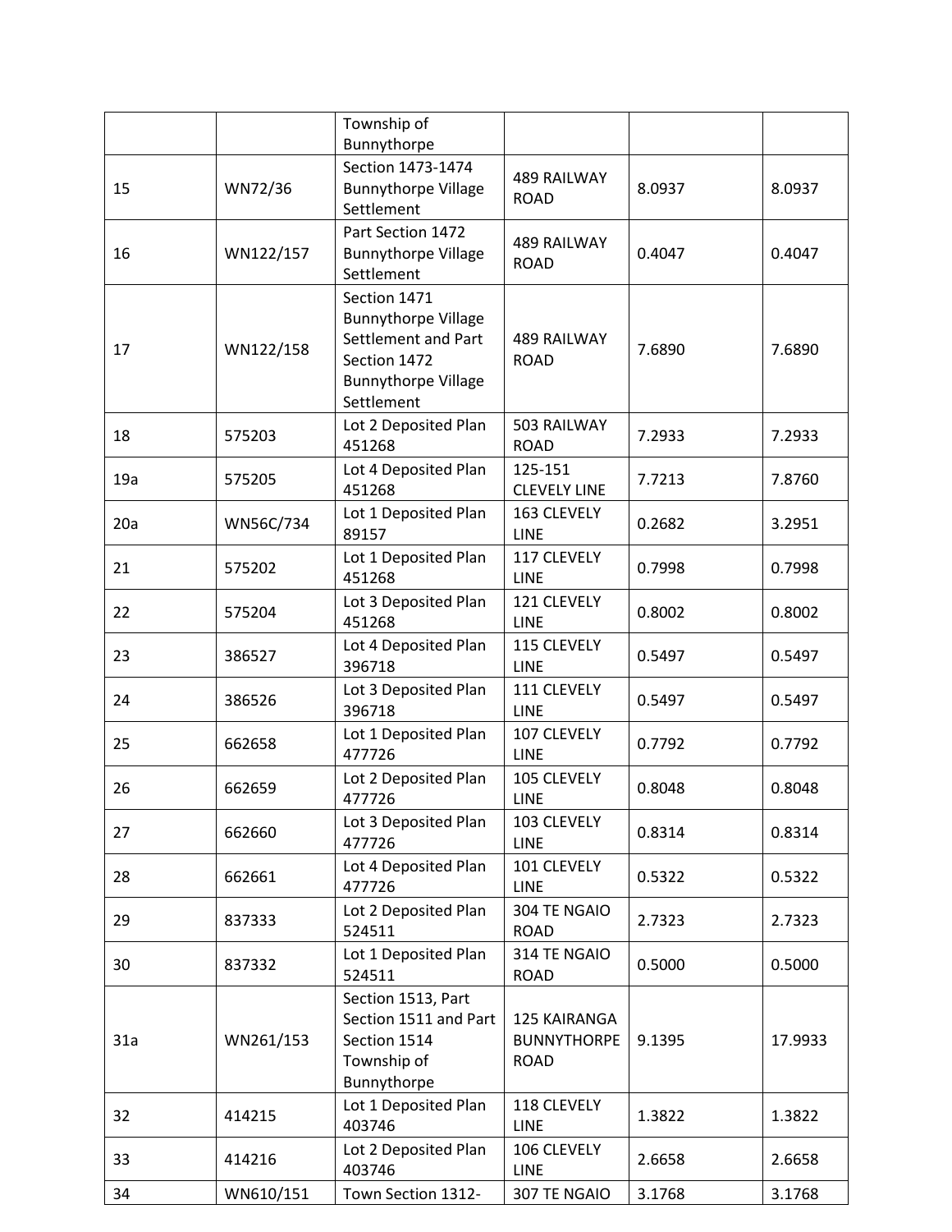| | | Township of Bunnythorpe | | | |
|---|---|---|---|---|---|
| 15 | WN72/36 | Section 1473-1474 Bunnythorpe Village Settlement | 489 RAILWAY ROAD | 8.0937 | 8.0937 |
| 16 | WN122/157 | Part Section 1472 Bunnythorpe Village Settlement | 489 RAILWAY ROAD | 0.4047 | 0.4047 |
| 17 | WN122/158 | Section 1471 Bunnythorpe Village Settlement and Part Section 1472 Bunnythorpe Village Settlement | 489 RAILWAY ROAD | 7.6890 | 7.6890 |
| 18 | 575203 | Lot 2 Deposited Plan 451268 | 503 RAILWAY ROAD | 7.2933 | 7.2933 |
| 19a | 575205 | Lot 4 Deposited Plan 451268 | 125-151 CLEVELY LINE | 7.7213 | 7.8760 |
| 20a | WN56C/734 | Lot 1 Deposited Plan 89157 | 163 CLEVELY LINE | 0.2682 | 3.2951 |
| 21 | 575202 | Lot 1 Deposited Plan 451268 | 117 CLEVELY LINE | 0.7998 | 0.7998 |
| 22 | 575204 | Lot 3 Deposited Plan 451268 | 121 CLEVELY LINE | 0.8002 | 0.8002 |
| 23 | 386527 | Lot 4 Deposited Plan 396718 | 115 CLEVELY LINE | 0.5497 | 0.5497 |
| 24 | 386526 | Lot 3 Deposited Plan 396718 | 111 CLEVELY LINE | 0.5497 | 0.5497 |
| 25 | 662658 | Lot 1 Deposited Plan 477726 | 107 CLEVELY LINE | 0.7792 | 0.7792 |
| 26 | 662659 | Lot 2 Deposited Plan 477726 | 105 CLEVELY LINE | 0.8048 | 0.8048 |
| 27 | 662660 | Lot 3 Deposited Plan 477726 | 103 CLEVELY LINE | 0.8314 | 0.8314 |
| 28 | 662661 | Lot 4 Deposited Plan 477726 | 101 CLEVELY LINE | 0.5322 | 0.5322 |
| 29 | 837333 | Lot 2 Deposited Plan 524511 | 304 TE NGAIO ROAD | 2.7323 | 2.7323 |
| 30 | 837332 | Lot 1 Deposited Plan 524511 | 314 TE NGAIO ROAD | 0.5000 | 0.5000 |
| 31a | WN261/153 | Section 1513, Part Section 1511 and Part Section 1514 Township of Bunnythorpe | 125 KAIRANGA BUNNYTHORPE ROAD | 9.1395 | 17.9933 |
| 32 | 414215 | Lot 1 Deposited Plan 403746 | 118 CLEVELY LINE | 1.3822 | 1.3822 |
| 33 | 414216 | Lot 2 Deposited Plan 403746 | 106 CLEVELY LINE | 2.6658 | 2.6658 |
| 34 | WN610/151 | Town Section 1312- | 307 TE NGAIO | 3.1768 | 3.1768 |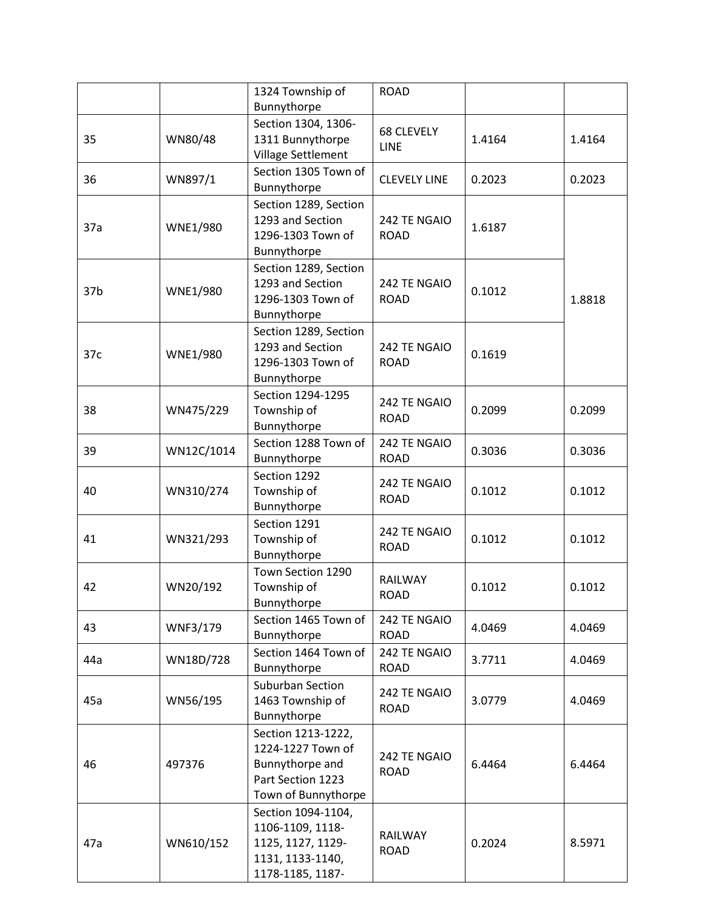| | | 1324 Township of Bunnythorpe | ROAD | | |
|---|---|---|---|---|---|
| 35 | WN80/48 | Section 1304, 1306-1311 Bunnythorpe Village Settlement | 68 CLEVELY LINE | 1.4164 | 1.4164 |
| 36 | WN897/1 | Section 1305 Town of Bunnythorpe | CLEVELY LINE | 0.2023 | 0.2023 |
| 37a | WNE1/980 | Section 1289, Section 1293 and Section 1296-1303 Town of Bunnythorpe | 242 TE NGAIO ROAD | 1.6187 | 1.8818 |
| 37b | WNE1/980 | Section 1289, Section 1293 and Section 1296-1303 Town of Bunnythorpe | 242 TE NGAIO ROAD | 0.1012 | |
| 37c | WNE1/980 | Section 1289, Section 1293 and Section 1296-1303 Town of Bunnythorpe | 242 TE NGAIO ROAD | 0.1619 | |
| 38 | WN475/229 | Section 1294-1295 Township of Bunnythorpe | 242 TE NGAIO ROAD | 0.2099 | 0.2099 |
| 39 | WN12C/1014 | Section 1288 Town of Bunnythorpe | 242 TE NGAIO ROAD | 0.3036 | 0.3036 |
| 40 | WN310/274 | Section 1292 Township of Bunnythorpe | 242 TE NGAIO ROAD | 0.1012 | 0.1012 |
| 41 | WN321/293 | Section 1291 Township of Bunnythorpe | 242 TE NGAIO ROAD | 0.1012 | 0.1012 |
| 42 | WN20/192 | Town Section 1290 Township of Bunnythorpe | RAILWAY ROAD | 0.1012 | 0.1012 |
| 43 | WNF3/179 | Section 1465 Town of Bunnythorpe | 242 TE NGAIO ROAD | 4.0469 | 4.0469 |
| 44a | WN18D/728 | Section 1464 Town of Bunnythorpe | 242 TE NGAIO ROAD | 3.7711 | 4.0469 |
| 45a | WN56/195 | Suburban Section 1463 Township of Bunnythorpe | 242 TE NGAIO ROAD | 3.0779 | 4.0469 |
| 46 | 497376 | Section 1213-1222, 1224-1227 Town of Bunnythorpe and Part Section 1223 Town of Bunnythorpe | 242 TE NGAIO ROAD | 6.4464 | 6.4464 |
| 47a | WN610/152 | Section 1094-1104, 1106-1109, 1118-1125, 1127, 1129-1131, 1133-1140, 1178-1185, 1187- | RAILWAY ROAD | 0.2024 | 8.5971 |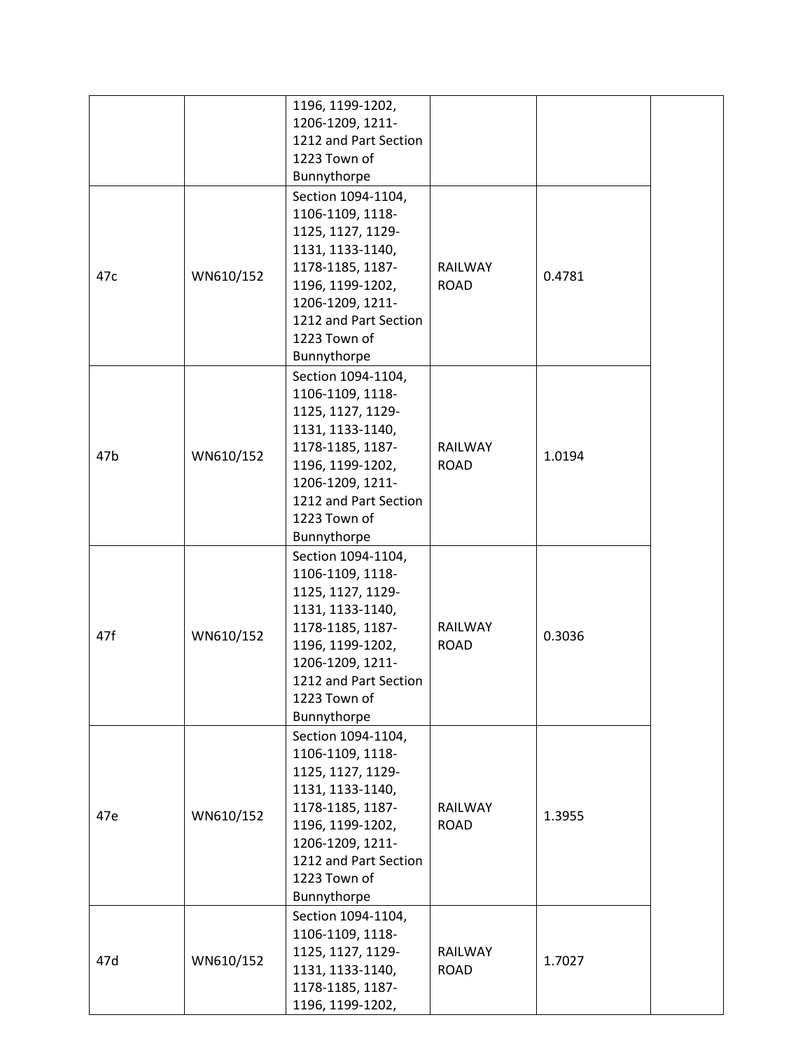| | | | | | |
|---|---|---|---|---|---|
| | | 1196, 1199-1202, 1206-1209, 1211-1212 and Part Section 1223 Town of Bunnythorpe | | | |
| 47c | WN610/152 | Section 1094-1104, 1106-1109, 1118-1125, 1127, 1129-1131, 1133-1140, 1178-1185, 1187-1196, 1199-1202, 1206-1209, 1211-1212 and Part Section 1223 Town of Bunnythorpe | RAILWAY ROAD | 0.4781 | |
| 47b | WN610/152 | Section 1094-1104, 1106-1109, 1118-1125, 1127, 1129-1131, 1133-1140, 1178-1185, 1187-1196, 1199-1202, 1206-1209, 1211-1212 and Part Section 1223 Town of Bunnythorpe | RAILWAY ROAD | 1.0194 | |
| 47f | WN610/152 | Section 1094-1104, 1106-1109, 1118-1125, 1127, 1129-1131, 1133-1140, 1178-1185, 1187-1196, 1199-1202, 1206-1209, 1211-1212 and Part Section 1223 Town of Bunnythorpe | RAILWAY ROAD | 0.3036 | |
| 47e | WN610/152 | Section 1094-1104, 1106-1109, 1118-1125, 1127, 1129-1131, 1133-1140, 1178-1185, 1187-1196, 1199-1202, 1206-1209, 1211-1212 and Part Section 1223 Town of Bunnythorpe | RAILWAY ROAD | 1.3955 | |
| 47d | WN610/152 | Section 1094-1104, 1106-1109, 1118-1125, 1127, 1129-1131, 1133-1140, 1178-1185, 1187-1196, 1199-1202, | RAILWAY ROAD | 1.7027 | |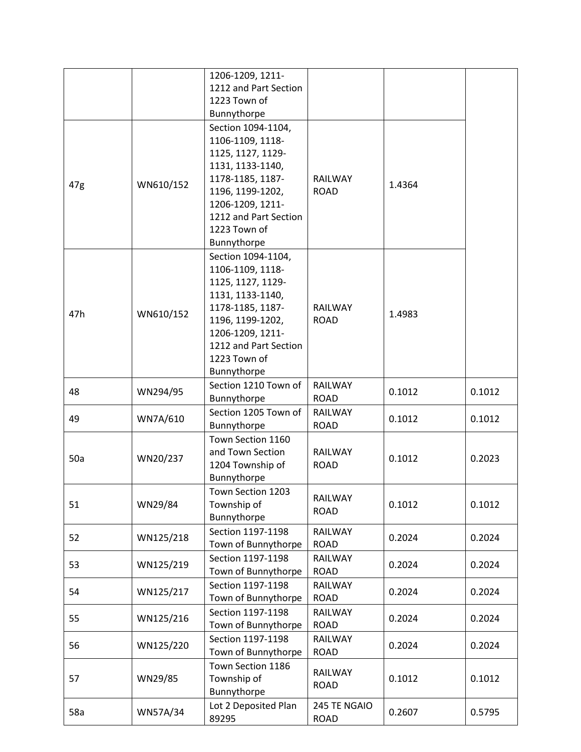| | | | | | |
|---|---|---|---|---|---|
| | | 1206-1209, 1211-1212 and Part Section 1223 Town of Bunnythorpe | | | |
| 47g | WN610/152 | Section 1094-1104, 1106-1109, 1118-1125, 1127, 1129-1131, 1133-1140, 1178-1185, 1187-1196, 1199-1202, 1206-1209, 1211-1212 and Part Section 1223 Town of Bunnythorpe | RAILWAY ROAD | 1.4364 | |
| 47h | WN610/152 | Section 1094-1104, 1106-1109, 1118-1125, 1127, 1129-1131, 1133-1140, 1178-1185, 1187-1196, 1199-1202, 1206-1209, 1211-1212 and Part Section 1223 Town of Bunnythorpe | RAILWAY ROAD | 1.4983 | |
| 48 | WN294/95 | Section 1210 Town of Bunnythorpe | RAILWAY ROAD | 0.1012 | 0.1012 |
| 49 | WN7A/610 | Section 1205 Town of Bunnythorpe | RAILWAY ROAD | 0.1012 | 0.1012 |
| 50a | WN20/237 | Town Section 1160 and Town Section 1204 Township of Bunnythorpe | RAILWAY ROAD | 0.1012 | 0.2023 |
| 51 | WN29/84 | Town Section 1203 Township of Bunnythorpe | RAILWAY ROAD | 0.1012 | 0.1012 |
| 52 | WN125/218 | Section 1197-1198 Town of Bunnythorpe | RAILWAY ROAD | 0.2024 | 0.2024 |
| 53 | WN125/219 | Section 1197-1198 Town of Bunnythorpe | RAILWAY ROAD | 0.2024 | 0.2024 |
| 54 | WN125/217 | Section 1197-1198 Town of Bunnythorpe | RAILWAY ROAD | 0.2024 | 0.2024 |
| 55 | WN125/216 | Section 1197-1198 Town of Bunnythorpe | RAILWAY ROAD | 0.2024 | 0.2024 |
| 56 | WN125/220 | Section 1197-1198 Town of Bunnythorpe | RAILWAY ROAD | 0.2024 | 0.2024 |
| 57 | WN29/85 | Town Section 1186 Township of Bunnythorpe | RAILWAY ROAD | 0.1012 | 0.1012 |
| 58a | WN57A/34 | Lot 2 Deposited Plan 89295 | 245 TE NGAIO ROAD | 0.2607 | 0.5795 |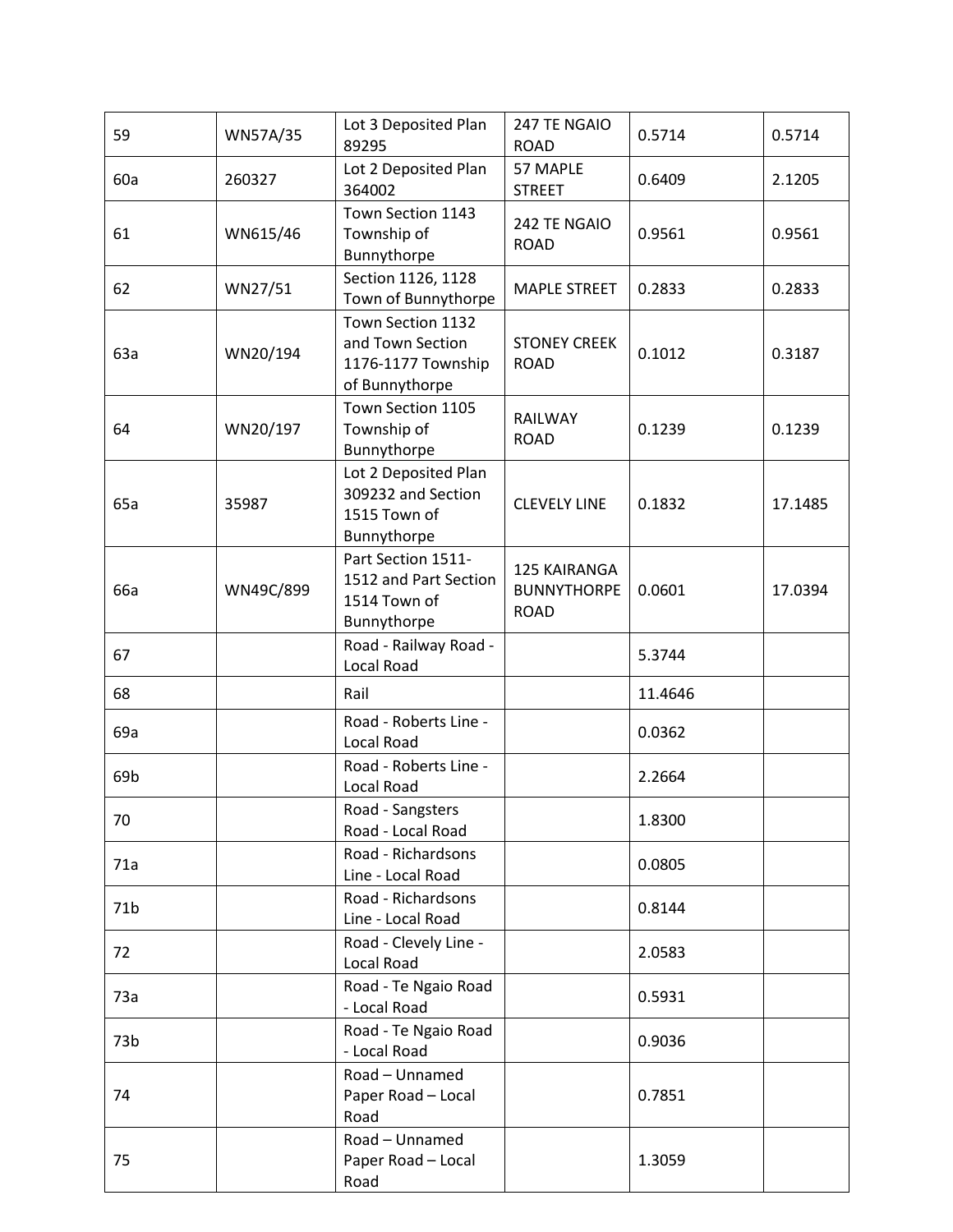| 59 | WN57A/35 | Lot 3 Deposited Plan 89295 | 247 TE NGAIO ROAD | 0.5714 | 0.5714 |
|---|---|---|---|---|---|
| 60a | 260327 | Lot 2 Deposited Plan 364002 | 57 MAPLE STREET | 0.6409 | 2.1205 |
| 61 | WN615/46 | Town Section 1143 Township of Bunnythorpe | 242 TE NGAIO ROAD | 0.9561 | 0.9561 |
| 62 | WN27/51 | Section 1126, 1128 Town of Bunnythorpe | MAPLE STREET | 0.2833 | 0.2833 |
| 63a | WN20/194 | Town Section 1132 and Town Section 1176-1177 Township of Bunnythorpe | STONEY CREEK ROAD | 0.1012 | 0.3187 |
| 64 | WN20/197 | Town Section 1105 Township of Bunnythorpe | RAILWAY ROAD | 0.1239 | 0.1239 |
| 65a | 35987 | Lot 2 Deposited Plan 309232 and Section 1515 Town of Bunnythorpe | CLEVELY LINE | 0.1832 | 17.1485 |
| 66a | WN49C/899 | Part Section 1511-1512 and Part Section 1514 Town of Bunnythorpe | 125 KAIRANGA BUNNYTHORPE ROAD | 0.0601 | 17.0394 |
| 67 | | Road - Railway Road - Local Road | | 5.3744 | |
| 68 | | Rail | | 11.4646 | |
| 69a | | Road - Roberts Line - Local Road | | 0.0362 | |
| 69b | | Road - Roberts Line - Local Road | | 2.2664 | |
| 70 | | Road - Sangsters Road - Local Road | | 1.8300 | |
| 71a | | Road - Richardsons Line - Local Road | | 0.0805 | |
| 71b | | Road - Richardsons Line - Local Road | | 0.8144 | |
| 72 | | Road - Clevely Line - Local Road | | 2.0583 | |
| 73a | | Road - Te Ngaio Road - Local Road | | 0.5931 | |
| 73b | | Road - Te Ngaio Road - Local Road | | 0.9036 | |
| 74 | | Road – Unnamed Paper Road – Local Road | | 0.7851 | |
| 75 | | Road – Unnamed Paper Road – Local Road | | 1.3059 | |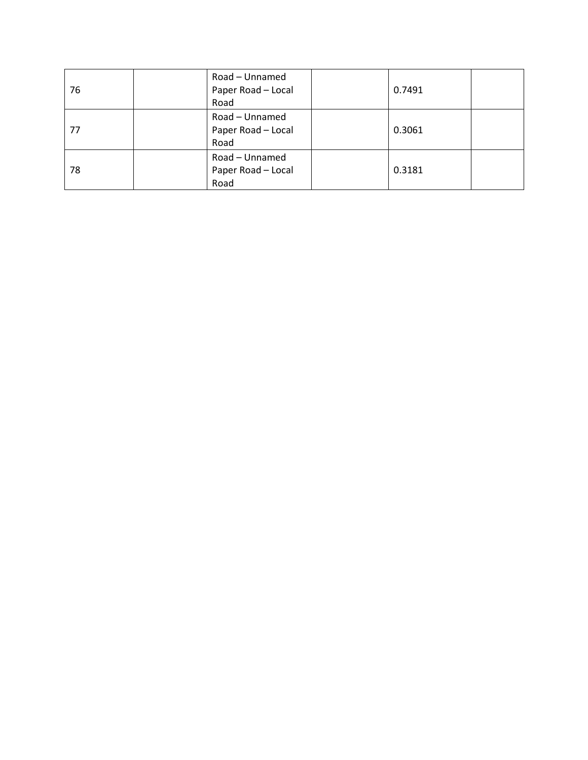| | | | | | |
|---|---|---|---|---|---|
| 76 | | Road – Unnamed Paper Road – Local Road | | 0.7491 | |
| 77 | | Road – Unnamed Paper Road – Local Road | | 0.3061 | |
| 78 | | Road – Unnamed Paper Road – Local Road | | 0.3181 | |